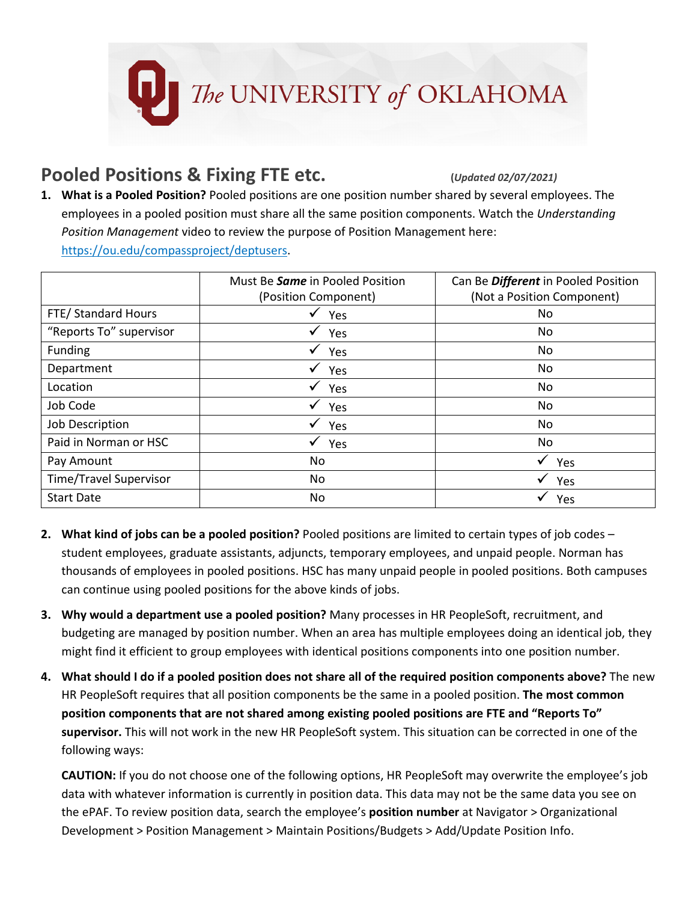The UNIVERSITY of OKLAHOMA

# Pooled Positions & Fixing FTE etc.

**(*Updated 02/07/2021*)**

1. **What is a Pooled Position?** Pooled positions are one position number shared by several employees. The employees in a pooled position must share all the same position components. Watch the *Understanding Position Management* video to review the purpose of Position Management here: https://ou.edu/compassproject/deptusers.

| | Must Be ***Same*** in Pooled Position (Position Component) | Can Be ***Different*** in Pooled Position (Not a Position Component) |
|---|---|---|
| FTE/ Standard Hours | ✓ Yes | No |
| "Reports To" supervisor | ✓ Yes | No |
| Funding | ✓ Yes | No |
| Department | ✓ Yes | No |
| Location | ✓ Yes | No |
| Job Code | ✓ Yes | No |
| Job Description | ✓ Yes | No |
| Paid in Norman or HSC | ✓ Yes | No |
| Pay Amount | No | ✓ Yes |
| Time/Travel Supervisor | No | ✓ Yes |
| Start Date | No | ✓ Yes |

2. **What kind of jobs can be a pooled position?** Pooled positions are limited to certain types of job codes – student employees, graduate assistants, adjuncts, temporary employees, and unpaid people. Norman has thousands of employees in pooled positions. HSC has many unpaid people in pooled positions. Both campuses can continue using pooled positions for the above kinds of jobs.

3. **Why would a department use a pooled position?** Many processes in HR PeopleSoft, recruitment, and budgeting are managed by position number. When an area has multiple employees doing an identical job, they might find it efficient to group employees with identical positions components into one position number.

4. **What should I do if a pooled position does not share all of the required position components above?** The new HR PeopleSoft requires that all position components be the same in a pooled position. **The most common position components that are not shared among existing pooled positions are FTE and "Reports To" supervisor.** This will not work in the new HR PeopleSoft system. This situation can be corrected in one of the following ways:

   **CAUTION:** If you do not choose one of the following options, HR PeopleSoft may overwrite the employee's job data with whatever information is currently in position data. This data may not be the same data you see on the ePAF. To review position data, search the employee's **position number** at Navigator > Organizational Development > Position Management > Maintain Positions/Budgets > Add/Update Position Info.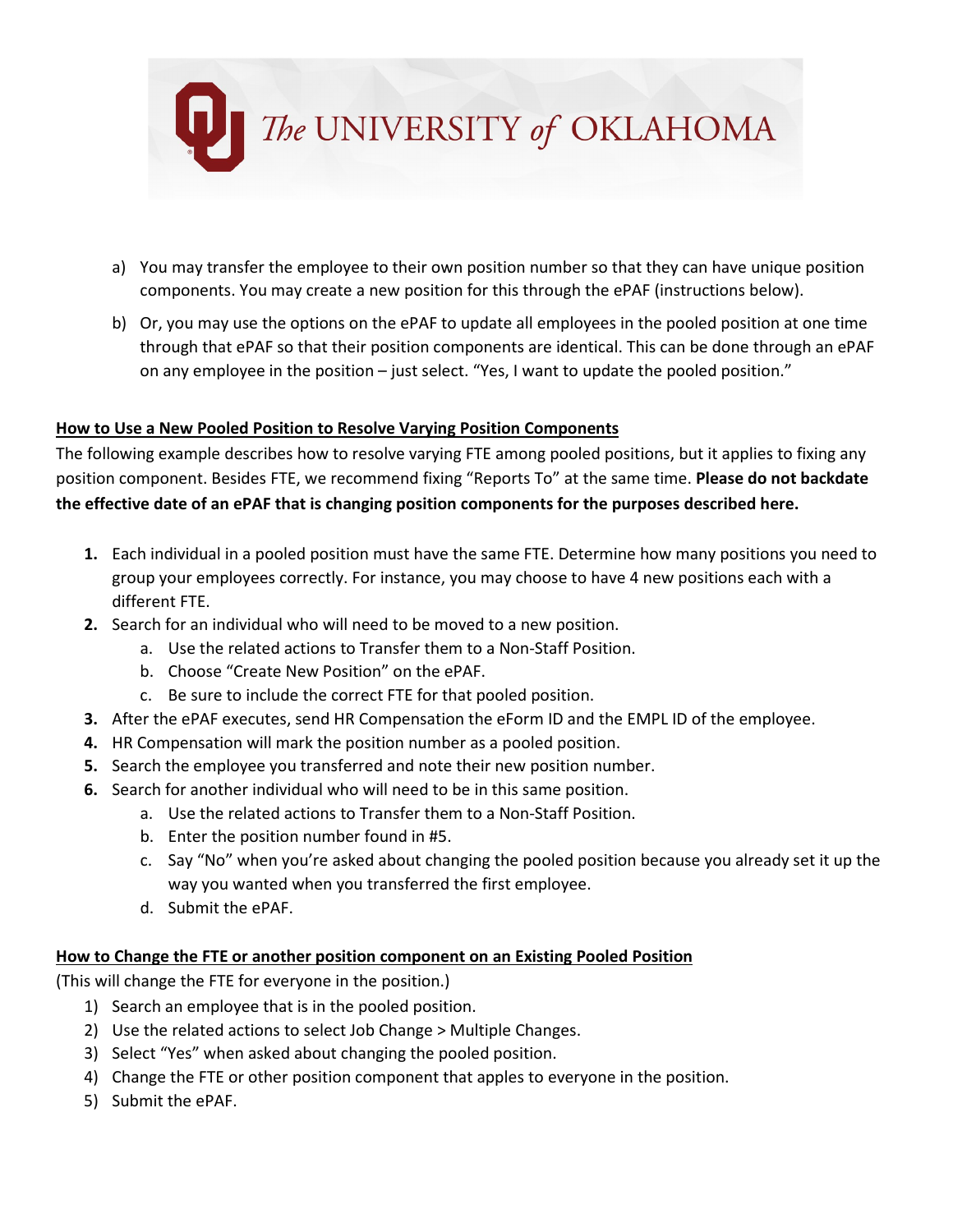a) You may transfer the employee to their own position number so that they can have unique position components. You may create a new position for this through the ePAF (instructions below).

b) Or, you may use the options on the ePAF to update all employees in the pooled position at one time through that ePAF so that their position components are identical. This can be done through an ePAF on any employee in the position – just select. "Yes, I want to update the pooled position."

**How to Use a New Pooled Position to Resolve Varying Position Components**

The following example describes how to resolve varying FTE among pooled positions, but it applies to fixing any position component. Besides FTE, we recommend fixing "Reports To" at the same time. **Please do not backdate the effective date of an ePAF that is changing position components for the purposes described here.**

1. Each individual in a pooled position must have the same FTE. Determine how many positions you need to group your employees correctly. For instance, you may choose to have 4 new positions each with a different FTE.
2. Search for an individual who will need to be moved to a new position.
   a. Use the related actions to Transfer them to a Non-Staff Position.
   b. Choose "Create New Position" on the ePAF.
   c. Be sure to include the correct FTE for that pooled position.
3. After the ePAF executes, send HR Compensation the eForm ID and the EMPL ID of the employee.
4. HR Compensation will mark the position number as a pooled position.
5. Search the employee you transferred and note their new position number.
6. Search for another individual who will need to be in this same position.
   a. Use the related actions to Transfer them to a Non-Staff Position.
   b. Enter the position number found in #5.
   c. Say "No" when you're asked about changing the pooled position because you already set it up the way you wanted when you transferred the first employee.
   d. Submit the ePAF.

**How to Change the FTE or another position component on an Existing Pooled Position**

(This will change the FTE for everyone in the position.)

1) Search an employee that is in the pooled position.
2) Use the related actions to select Job Change > Multiple Changes.
3) Select "Yes" when asked about changing the pooled position.
4) Change the FTE or other position component that apples to everyone in the position.
5) Submit the ePAF.